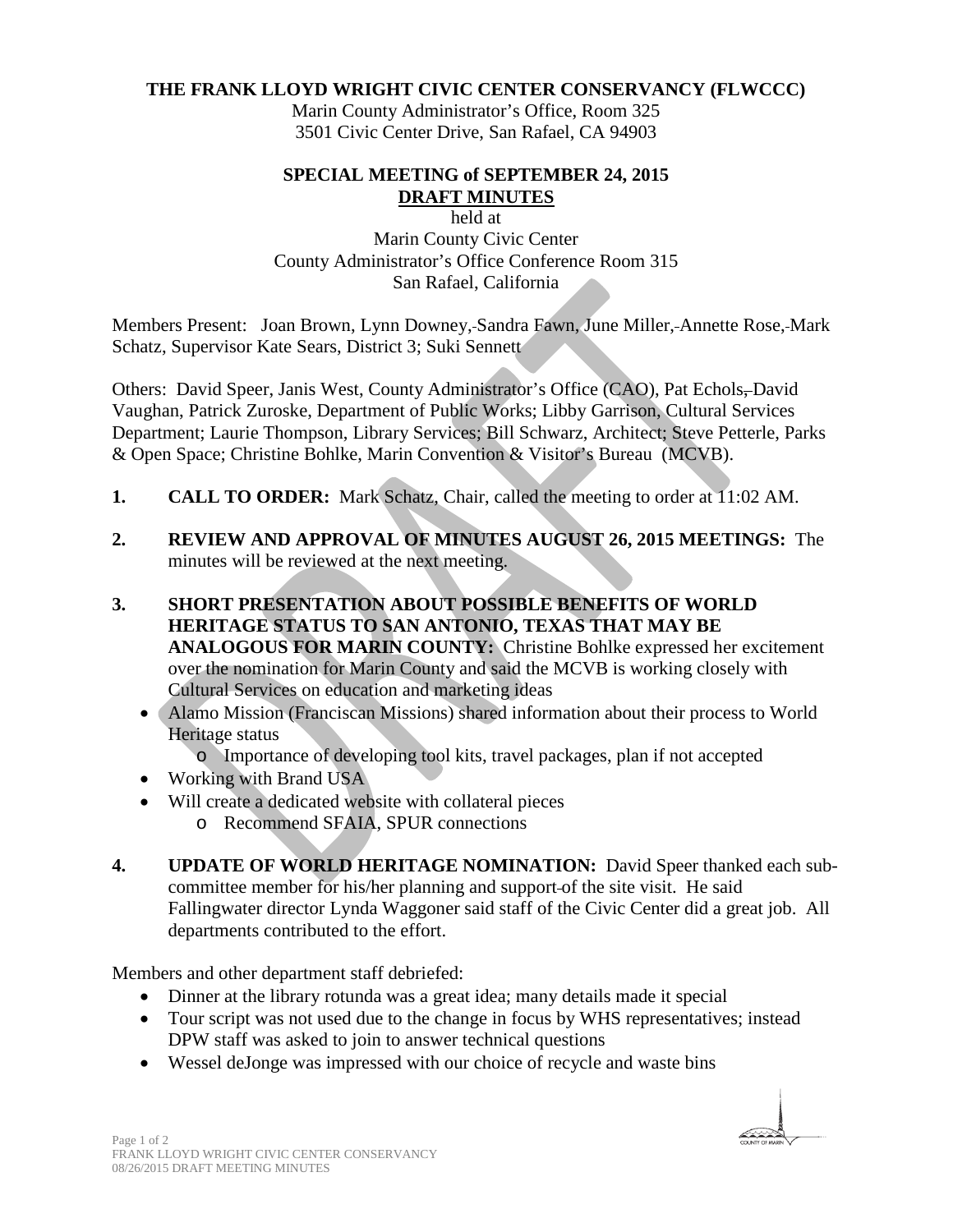# THE FRANK LLOYD WRIGHT CIVIC CENTER CONSERVANCY (FLWCCC)

Marin County Administrator's Office, Room 325
3501 Civic Center Drive, San Rafael, CA 94903

## SPECIAL MEETING of SEPTEMBER 24, 2015
## DRAFT MINUTES

held at
Marin County Civic Center
County Administrator's Office Conference Room 315
San Rafael, California

Members Present: Joan Brown, Lynn Downey, Sandra Fawn, June Miller, Annette Rose, Mark Schatz, Supervisor Kate Sears, District 3; Suki Sennett

Others: David Speer, Janis West, County Administrator's Office (CAO), Pat Echols, David Vaughan, Patrick Zuroske, Department of Public Works; Libby Garrison, Cultural Services Department; Laurie Thompson, Library Services; Bill Schwarz, Architect; Steve Petterle, Parks & Open Space; Christine Bohlke, Marin Convention & Visitor's Bureau (MCVB).

1. **CALL TO ORDER:** Mark Schatz, Chair, called the meeting to order at 11:02 AM.

2. **REVIEW AND APPROVAL OF MINUTES AUGUST 26, 2015 MEETINGS:** The minutes will be reviewed at the next meeting.

3. **SHORT PRESENTATION ABOUT POSSIBLE BENEFITS OF WORLD HERITAGE STATUS TO SAN ANTONIO, TEXAS THAT MAY BE ANALOGOUS FOR MARIN COUNTY:** Christine Bohlke expressed her excitement over the nomination for Marin County and said the MCVB is working closely with Cultural Services on education and marketing ideas
   - Alamo Mission (Franciscan Missions) shared information about their process to World Heritage status
     - Importance of developing tool kits, travel packages, plan if not accepted
   - Working with Brand USA
   - Will create a dedicated website with collateral pieces
     - Recommend SFAIA, SPUR connections

4. **UPDATE OF WORLD HERITAGE NOMINATION:** David Speer thanked each sub-committee member for his/her planning and support of the site visit. He said Fallingwater director Lynda Waggoner said staff of the Civic Center did a great job. All departments contributed to the effort.

Members and other department staff debriefed:

- Dinner at the library rotunda was a great idea; many details made it special
- Tour script was not used due to the change in focus by WHS representatives; instead DPW staff was asked to join to answer technical questions
- Wessel deJonge was impressed with our choice of recycle and waste bins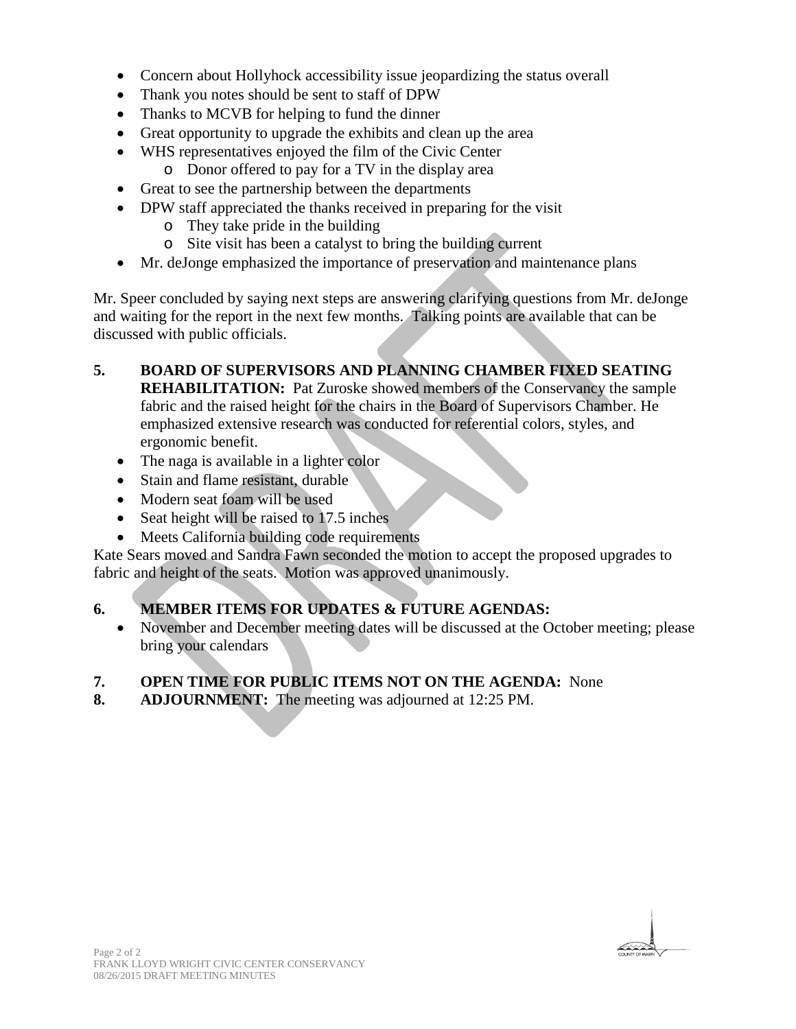- Concern about Hollyhock accessibility issue jeopardizing the status overall
- Thank you notes should be sent to staff of DPW
- Thanks to MCVB for helping to fund the dinner
- Great opportunity to upgrade the exhibits and clean up the area
- WHS representatives enjoyed the film of the Civic Center
  - Donor offered to pay for a TV in the display area
- Great to see the partnership between the departments
- DPW staff appreciated the thanks received in preparing for the visit
  - They take pride in the building
  - Site visit has been a catalyst to bring the building current
- Mr. deJonge emphasized the importance of preservation and maintenance plans

Mr. Speer concluded by saying next steps are answering clarifying questions from Mr. deJonge and waiting for the report in the next few months. Talking points are available that can be discussed with public officials.

**5. BOARD OF SUPERVISORS AND PLANNING CHAMBER FIXED SEATING REHABILITATION:** Pat Zuroske showed members of the Conservancy the sample fabric and the raised height for the chairs in the Board of Supervisors Chamber. He emphasized extensive research was conducted for referential colors, styles, and ergonomic benefit.

- The naga is available in a lighter color
- Stain and flame resistant, durable
- Modern seat foam will be used
- Seat height will be raised to 17.5 inches
- Meets California building code requirements

Kate Sears moved and Sandra Fawn seconded the motion to accept the proposed upgrades to fabric and height of the seats. Motion was approved unanimously.

**6. MEMBER ITEMS FOR UPDATES & FUTURE AGENDAS:**

- November and December meeting dates will be discussed at the October meeting; please bring your calendars

**7. OPEN TIME FOR PUBLIC ITEMS NOT ON THE AGENDA:** None

**8. ADJOURNMENT:** The meeting was adjourned at 12:25 PM.